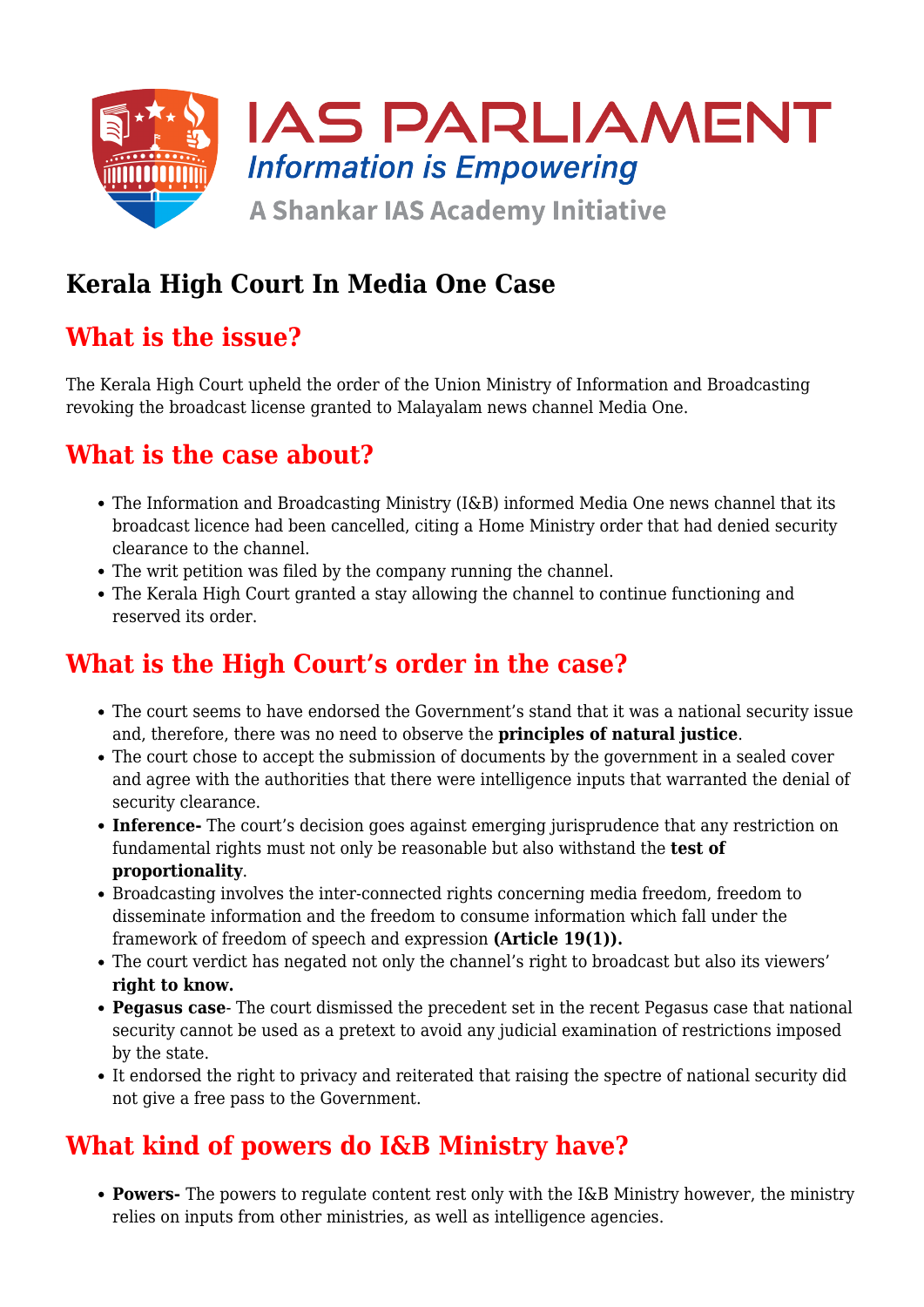# Kerala High Court In Media One Case

## What is the issue?

The Kerala High Court upheld the order of the Union Ministry of Information and Broadcasting revoking the broadcast license granted to Malayalam news channel Media One.

## What is the case about?

- The Information and Broadcasting Ministry (I&B) informed Media One news channel that its broadcast licence had been cancelled, citing a Home Ministry order that had denied security clearance to the channel.
- The writ petition was filed by the company running the channel.
- The Kerala High Court granted a stay allowing the channel to continue functioning and reserved its order.

## What is the High Court's order in the case?

- The court seems to have endorsed the Government's stand that it was a national security issue and, therefore, there was no need to observe the **principles of natural justice**.
- The court chose to accept the submission of documents by the government in a sealed cover and agree with the authorities that there were intelligence inputs that warranted the denial of security clearance.
- **Inference-** The court's decision goes against emerging jurisprudence that any restriction on fundamental rights must not only be reasonable but also withstand the **test of proportionality**.
- Broadcasting involves the inter-connected rights concerning media freedom, freedom to disseminate information and the freedom to consume information which fall under the framework of freedom of speech and expression **(Article 19(1)).**
- The court verdict has negated not only the channel's right to broadcast but also its viewers' **right to know.**
- **Pegasus case**- The court dismissed the precedent set in the recent Pegasus case that national security cannot be used as a pretext to avoid any judicial examination of restrictions imposed by the state.
- It endorsed the right to privacy and reiterated that raising the spectre of national security did not give a free pass to the Government.

## What kind of powers do I&B Ministry have?

- **Powers-** The powers to regulate content rest only with the I&B Ministry however, the ministry relies on inputs from other ministries, as well as intelligence agencies.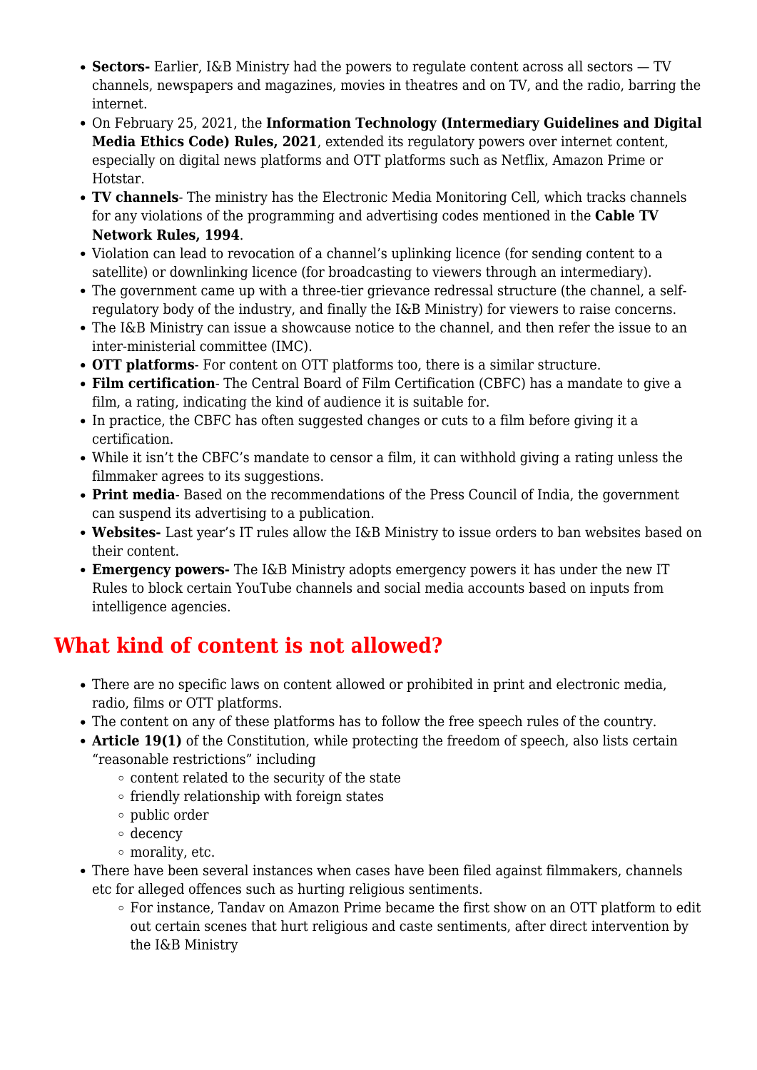- **Sectors-** Earlier, I&B Ministry had the powers to regulate content across all sectors — TV channels, newspapers and magazines, movies in theatres and on TV, and the radio, barring the internet.
- On February 25, 2021, the **Information Technology (Intermediary Guidelines and Digital Media Ethics Code) Rules, 2021**, extended its regulatory powers over internet content, especially on digital news platforms and OTT platforms such as Netflix, Amazon Prime or Hotstar.
- **TV channels**- The ministry has the Electronic Media Monitoring Cell, which tracks channels for any violations of the programming and advertising codes mentioned in the **Cable TV Network Rules, 1994**.
- Violation can lead to revocation of a channel's uplinking licence (for sending content to a satellite) or downlinking licence (for broadcasting to viewers through an intermediary).
- The government came up with a three-tier grievance redressal structure (the channel, a self-regulatory body of the industry, and finally the I&B Ministry) for viewers to raise concerns.
- The I&B Ministry can issue a showcause notice to the channel, and then refer the issue to an inter-ministerial committee (IMC).
- **OTT platforms**- For content on OTT platforms too, there is a similar structure.
- **Film certification**- The Central Board of Film Certification (CBFC) has a mandate to give a film, a rating, indicating the kind of audience it is suitable for.
- In practice, the CBFC has often suggested changes or cuts to a film before giving it a certification.
- While it isn't the CBFC's mandate to censor a film, it can withhold giving a rating unless the filmmaker agrees to its suggestions.
- **Print media**- Based on the recommendations of the Press Council of India, the government can suspend its advertising to a publication.
- **Websites-** Last year's IT rules allow the I&B Ministry to issue orders to ban websites based on their content.
- **Emergency powers-** The I&B Ministry adopts emergency powers it has under the new IT Rules to block certain YouTube channels and social media accounts based on inputs from intelligence agencies.

## What kind of content is not allowed?

- There are no specific laws on content allowed or prohibited in print and electronic media, radio, films or OTT platforms.
- The content on any of these platforms has to follow the free speech rules of the country.
- **Article 19(1)** of the Constitution, while protecting the freedom of speech, also lists certain "reasonable restrictions" including
  - content related to the security of the state
  - friendly relationship with foreign states
  - public order
  - decency
  - morality, etc.
- There have been several instances when cases have been filed against filmmakers, channels etc for alleged offences such as hurting religious sentiments.
  - For instance, Tandav on Amazon Prime became the first show on an OTT platform to edit out certain scenes that hurt religious and caste sentiments, after direct intervention by the I&B Ministry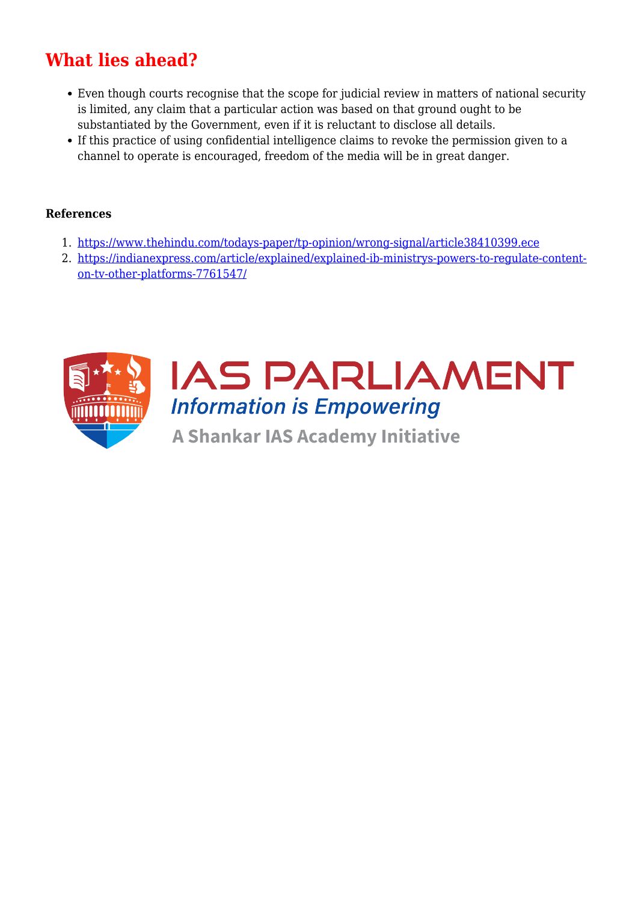## What lies ahead?

- Even though courts recognise that the scope for judicial review in matters of national security is limited, any claim that a particular action was based on that ground ought to be substantiated by the Government, even if it is reluctant to disclose all details.
- If this practice of using confidential intelligence claims to revoke the permission given to a channel to operate is encouraged, freedom of the media will be in great danger.

**References**

1. https://www.thehindu.com/todays-paper/tp-opinion/wrong-signal/article38410399.ece
2. https://indianexpress.com/article/explained/explained-ib-ministrys-powers-to-regulate-content-on-tv-other-platforms-7761547/

IAS PARLIAMENT
*Information is Empowering*
A Shankar IAS Academy Initiative